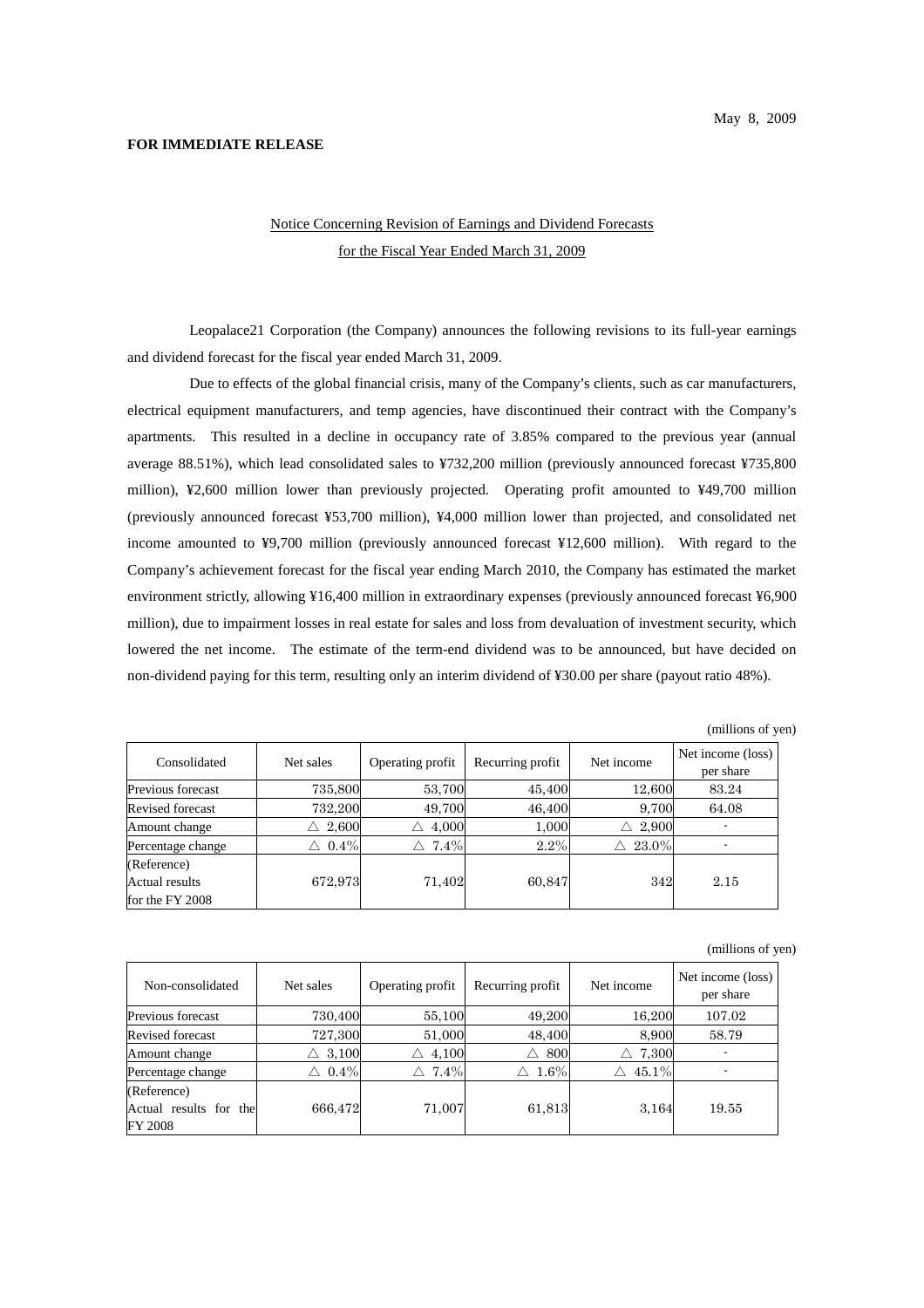May 8, 2009

**FOR IMMEDIATE RELEASE**

# Notice Concerning Revision of Earnings and Dividend Forecasts for the Fiscal Year Ended March 31, 2009

Leopalace21 Corporation (the Company) announces the following revisions to its full-year earnings and dividend forecast for the fiscal year ended March 31, 2009.

Due to effects of the global financial crisis, many of the Company's clients, such as car manufacturers, electrical equipment manufacturers, and temp agencies, have discontinued their contract with the Company's apartments. This resulted in a decline in occupancy rate of 3.85% compared to the previous year (annual average 88.51%), which lead consolidated sales to ¥732,200 million (previously announced forecast ¥735,800 million), ¥2,600 million lower than previously projected. Operating profit amounted to ¥49,700 million (previously announced forecast ¥53,700 million), ¥4,000 million lower than projected, and consolidated net income amounted to ¥9,700 million (previously announced forecast ¥12,600 million). With regard to the Company's achievement forecast for the fiscal year ending March 2010, the Company has estimated the market environment strictly, allowing ¥16,400 million in extraordinary expenses (previously announced forecast ¥6,900 million), due to impairment losses in real estate for sales and loss from devaluation of investment security, which lowered the net income. The estimate of the term-end dividend was to be announced, but have decided on non-dividend paying for this term, resulting only an interim dividend of ¥30.00 per share (payout ratio 48%).

(millions of yen)

| Consolidated | Net sales | Operating profit | Recurring profit | Net income | Net income (loss) per share |
|---|---|---|---|---|---|
| Previous forecast | 735,800 | 53,700 | 45,400 | 12,600 | 83.24 |
| Revised forecast | 732,200 | 49,700 | 46,400 | 9,700 | 64.08 |
| Amount change | △ 2,600 | △ 4,000 | 1,000 | △ 2,900 | - |
| Percentage change | △ 0.4% | △ 7.4% | 2.2% | △ 23.0% | - |
| (Reference) Actual results for the FY 2008 | 672,973 | 71,402 | 60,847 | 342 | 2.15 |

(millions of yen)

| Non-consolidated | Net sales | Operating profit | Recurring profit | Net income | Net income (loss) per share |
|---|---|---|---|---|---|
| Previous forecast | 730,400 | 55,100 | 49,200 | 16,200 | 107.02 |
| Revised forecast | 727,300 | 51,000 | 48,400 | 8,900 | 58.79 |
| Amount change | △ 3,100 | △ 4,100 | △ 800 | △ 7,300 | - |
| Percentage change | △ 0.4% | △ 7.4% | △ 1.6% | △ 45.1% | - |
| (Reference) Actual results for the FY 2008 | 666,472 | 71,007 | 61,813 | 3,164 | 19.55 |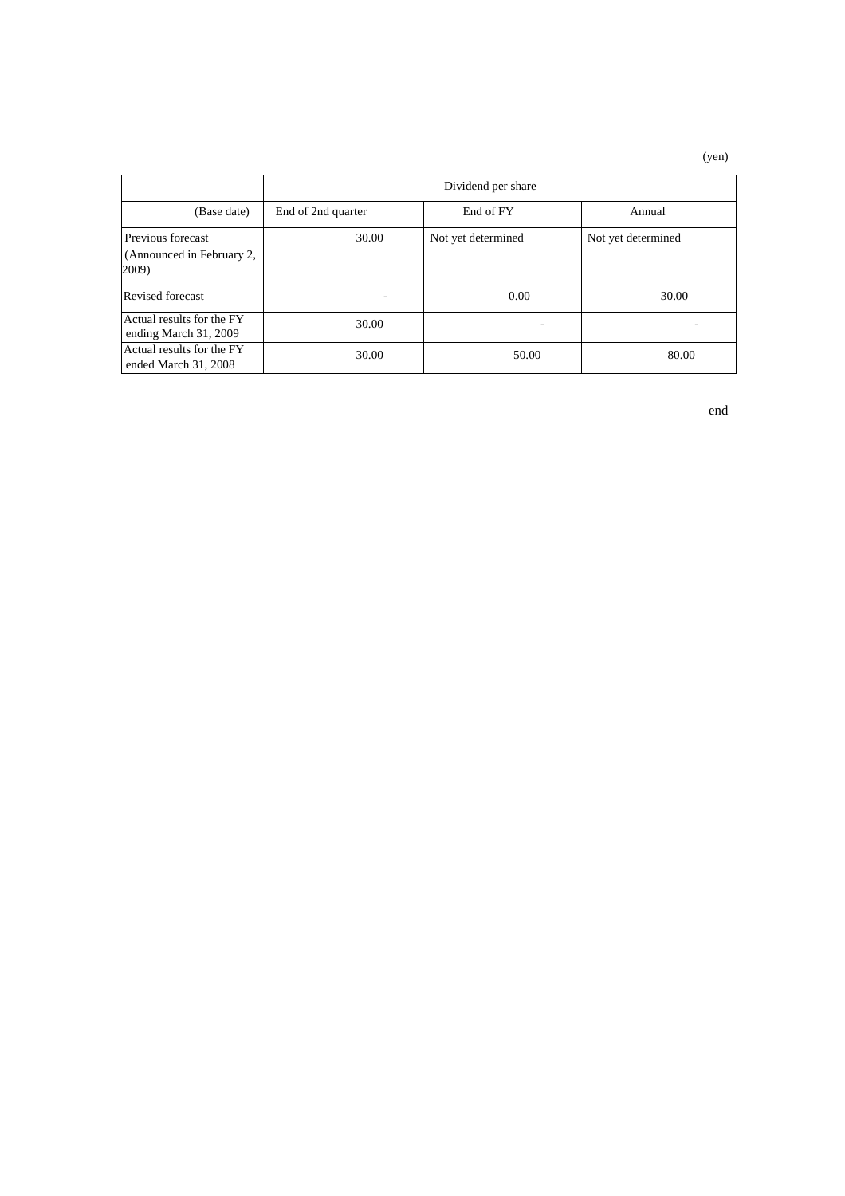(yen)

| | Dividend per share | | |
|---|---|---|---|
| (Base date) | End of 2nd quarter | End of FY | Annual |
| Previous forecast (Announced in February 2, 2009) | 30.00 | Not yet determined | Not yet determined |
| Revised forecast | - | 0.00 | 30.00 |
| Actual results for the FY ending March 31, 2009 | 30.00 | - | - |
| Actual results for the FY ended March 31, 2008 | 30.00 | 50.00 | 80.00 |

end